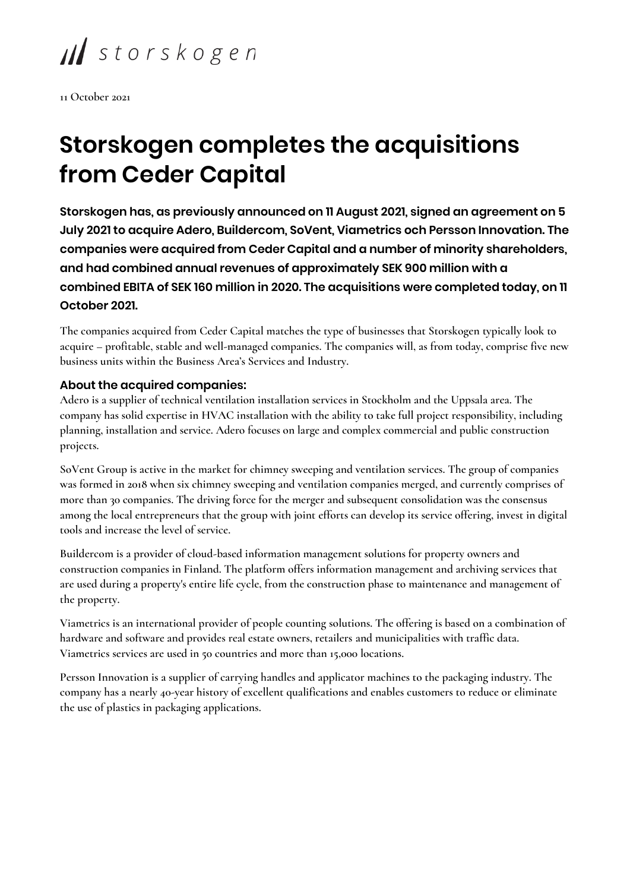storskogen

11 October 2021

# Storskogen completes the acquisitions from Ceder Capital

**Storskogen has, as previously announced on 11 August 2021, signed an agreement on 5 July 2021 to acquire Adero, Buildercom, SoVent, Viametrics och Persson Innovation. The companies were acquired from Ceder Capital and a number of minority shareholders, and had combined annual revenues of approximately SEK 900 million with a combined EBITA of SEK 160 million in 2020. The acquisitions were completed today, on 11 October 2021.**

The companies acquired from Ceder Capital matches the type of businesses that Storskogen typically look to acquire – profitable, stable and well-managed companies. The companies will, as from today, comprise five new business units within the Business Area's Services and Industry.

### About the acquired companies:

Adero is a supplier of technical ventilation installation services in Stockholm and the Uppsala area. The company has solid expertise in HVAC installation with the ability to take full project responsibility, including planning, installation and service. Adero focuses on large and complex commercial and public construction projects.

SoVent Group is active in the market for chimney sweeping and ventilation services. The group of companies was formed in 2018 when six chimney sweeping and ventilation companies merged, and currently comprises of more than 30 companies. The driving force for the merger and subsequent consolidation was the consensus among the local entrepreneurs that the group with joint efforts can develop its service offering, invest in digital tools and increase the level of service.

Buildercom is a provider of cloud-based information management solutions for property owners and construction companies in Finland. The platform offers information management and archiving services that are used during a property's entire life cycle, from the construction phase to maintenance and management of the property.

Viametrics is an international provider of people counting solutions. The offering is based on a combination of hardware and software and provides real estate owners, retailers and municipalities with traffic data. Viametrics services are used in 50 countries and more than 15,000 locations.

Persson Innovation is a supplier of carrying handles and applicator machines to the packaging industry. The company has a nearly 40-year history of excellent qualifications and enables customers to reduce or eliminate the use of plastics in packaging applications.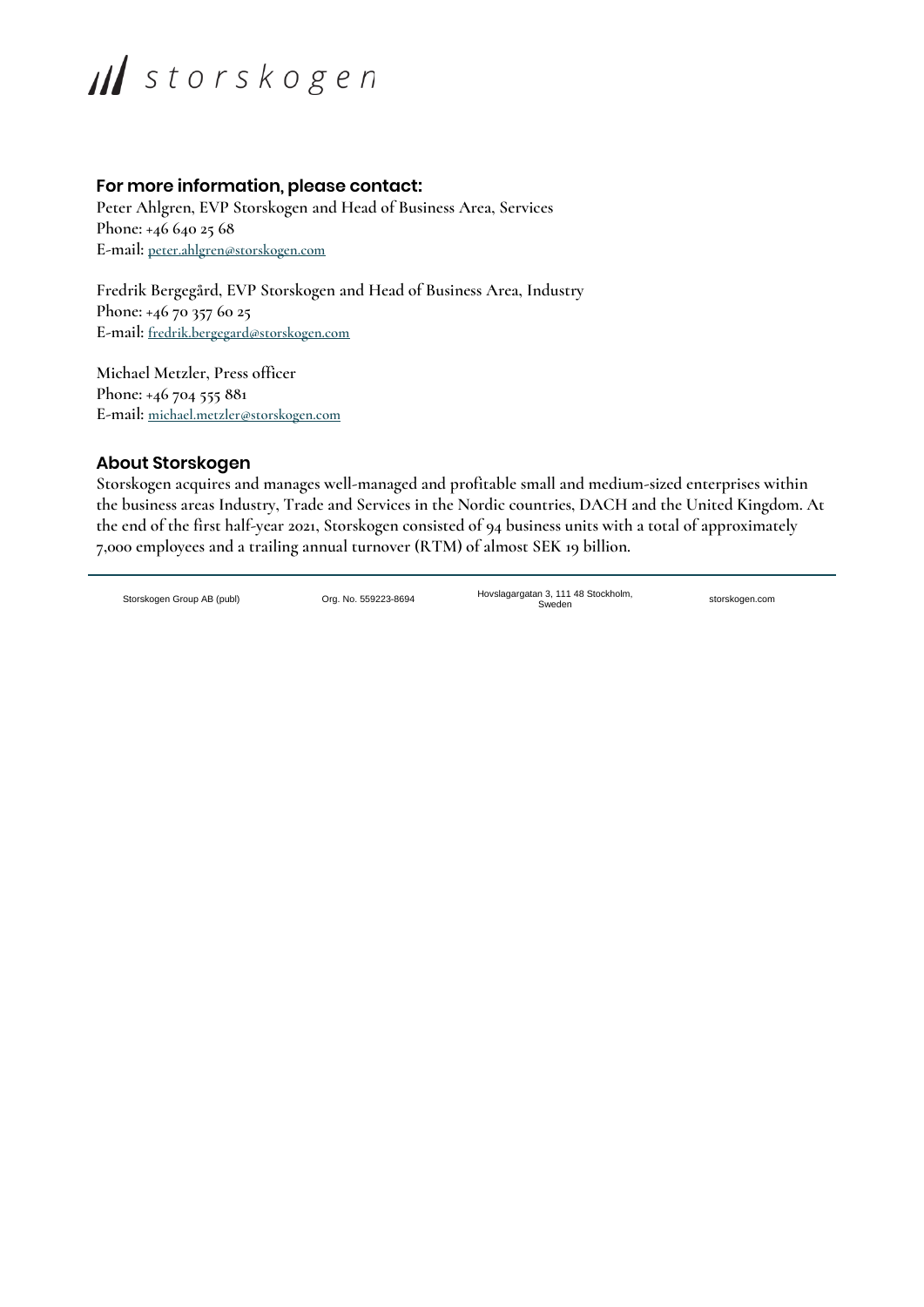## For more information, please contact:

Peter Ahlgren, EVP Storskogen and Head of Business Area, Services
Phone: +46 640 25 68
E-mail: peter.ahlgren@storskogen.com

Fredrik Bergegård, EVP Storskogen and Head of Business Area, Industry
Phone: +46 70 357 60 25
E-mail: fredrik.bergegard@storskogen.com

Michael Metzler, Press officer
Phone: +46 704 555 881
E-mail: michael.metzler@storskogen.com

## About Storskogen

Storskogen acquires and manages well-managed and profitable small and medium-sized enterprises within the business areas Industry, Trade and Services in the Nordic countries, DACH and the United Kingdom. At the end of the first half-year 2021, Storskogen consisted of 94 business units with a total of approximately 7,000 employees and a trailing annual turnover (RTM) of almost SEK 19 billion.